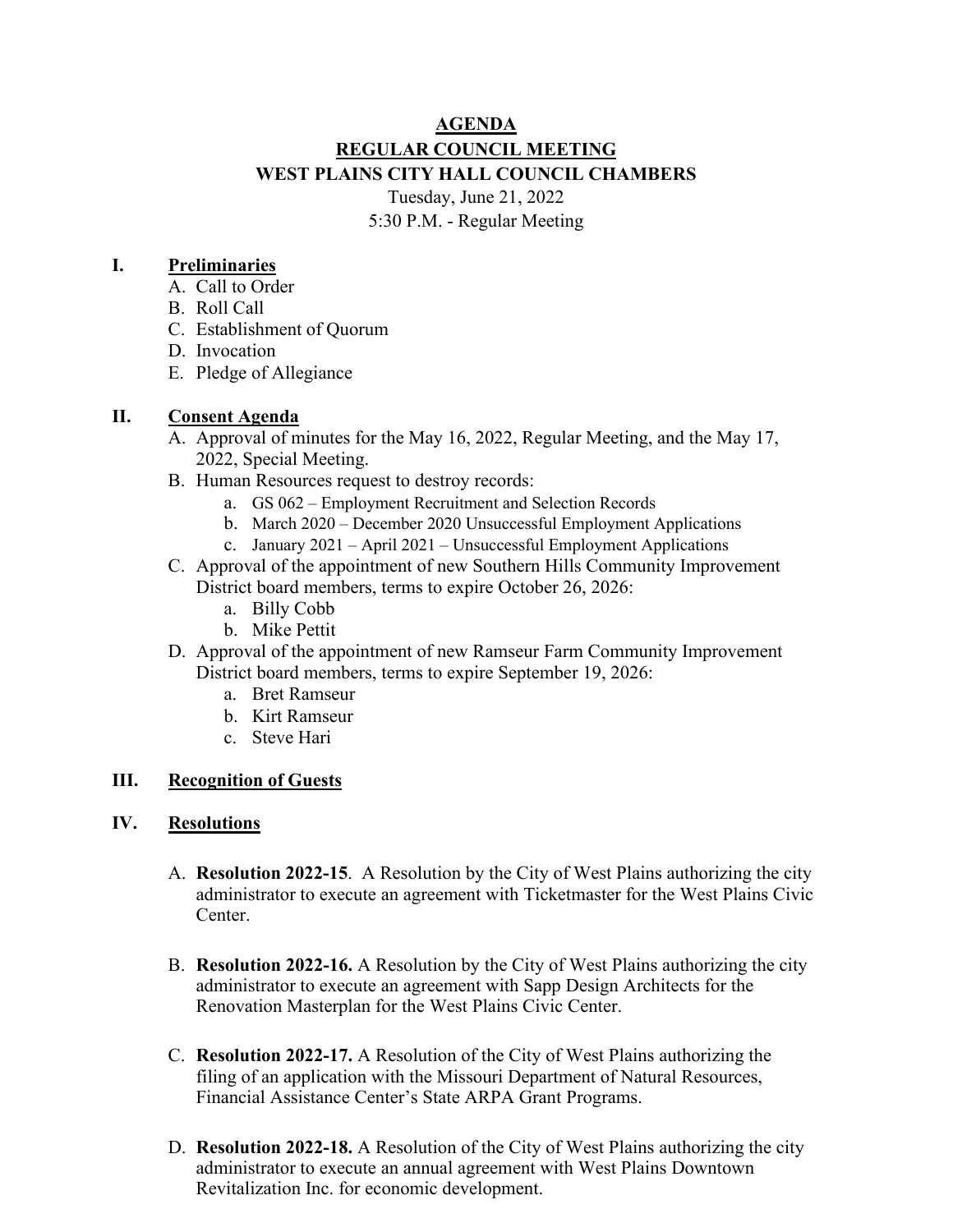# AGENDA

## REGULAR COUNCIL MEETING

## WEST PLAINS CITY HALL COUNCIL CHAMBERS

Tuesday, June 21, 2022

5:30 P.M. - Regular Meeting

## I. Preliminaries

A. Call to Order
B. Roll Call
C. Establishment of Quorum
D. Invocation
E. Pledge of Allegiance

## II. Consent Agenda

A. Approval of minutes for the May 16, 2022, Regular Meeting, and the May 17, 2022, Special Meeting.
B. Human Resources request to destroy records:
   a. GS 062 – Employment Recruitment and Selection Records
   b. March 2020 – December 2020 Unsuccessful Employment Applications
   c. January 2021 – April 2021 – Unsuccessful Employment Applications
C. Approval of the appointment of new Southern Hills Community Improvement District board members, terms to expire October 26, 2026:
   a. Billy Cobb
   b. Mike Pettit
D. Approval of the appointment of new Ramseur Farm Community Improvement District board members, terms to expire September 19, 2026:
   a. Bret Ramseur
   b. Kirt Ramseur
   c. Steve Hari

## III. Recognition of Guests

## IV. Resolutions

A. **Resolution 2022-15**. A Resolution by the City of West Plains authorizing the city administrator to execute an agreement with Ticketmaster for the West Plains Civic Center.

B. **Resolution 2022-16.** A Resolution by the City of West Plains authorizing the city administrator to execute an agreement with Sapp Design Architects for the Renovation Masterplan for the West Plains Civic Center.

C. **Resolution 2022-17.** A Resolution of the City of West Plains authorizing the filing of an application with the Missouri Department of Natural Resources, Financial Assistance Center's State ARPA Grant Programs.

D. **Resolution 2022-18.** A Resolution of the City of West Plains authorizing the city administrator to execute an annual agreement with West Plains Downtown Revitalization Inc. for economic development.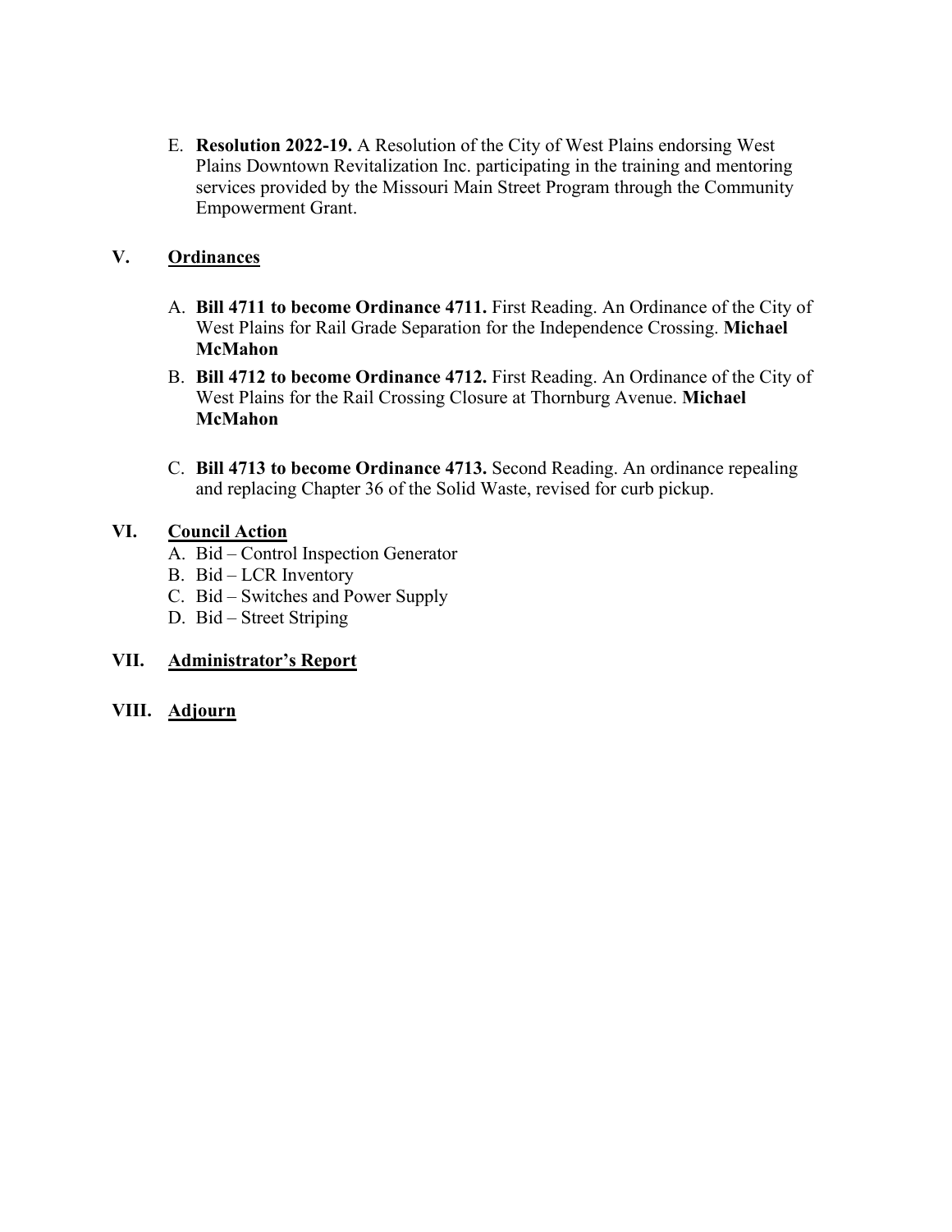E. **Resolution 2022-19.** A Resolution of the City of West Plains endorsing West Plains Downtown Revitalization Inc. participating in the training and mentoring services provided by the Missouri Main Street Program through the Community Empowerment Grant.

## V. Ordinances

A. **Bill 4711 to become Ordinance 4711.** First Reading. An Ordinance of the City of West Plains for Rail Grade Separation for the Independence Crossing. **Michael McMahon**

B. **Bill 4712 to become Ordinance 4712.** First Reading. An Ordinance of the City of West Plains for the Rail Crossing Closure at Thornburg Avenue. **Michael McMahon**

C. **Bill 4713 to become Ordinance 4713.** Second Reading. An ordinance repealing and replacing Chapter 36 of the Solid Waste, revised for curb pickup.

## VI. Council Action

A. Bid – Control Inspection Generator
B. Bid – LCR Inventory
C. Bid – Switches and Power Supply
D. Bid – Street Striping

## VII. Administrator's Report

## VIII. Adjourn